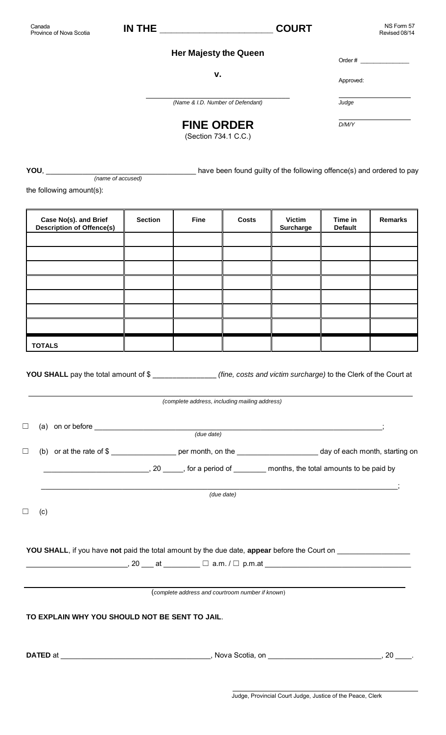Canada
Province of Nova Scotia

# IN THE _______________________ COURT

NS Form 57
Revised 08/14

**Her Majesty the Queen**

Order # _______________

**v.**

Approved:

___________________________________
*(Name & I.D. Number of Defendant)*

___________________
*Judge*

___________________
*D/M/Y*

## FINE ORDER

(Section 734.1 C.C.)

**YOU**, ___________________________________ have been found guilty of the following offence(s) and ordered to pay
*(name of accused)*

the following amount(s):

| Case No(s). and Brief Description of Offence(s) | Section | Fine | Costs | Victim Surcharge | Time in Default | Remarks |
|---|---|---|---|---|---|---|
| | | | | | | |
| | | | | | | |
| | | | | | | |
| | | | | | | |
| | | | | | | |
| | | | | | | |
| | | | | | | |
| **TOTALS** | | | | | | |

**YOU SHALL** pay the total amount of $ _______________ *(fine, costs and victim surcharge)* to the Clerk of the Court at

_____________________________________________________________________________
*(complete address, including mailing address)*

☐ (a) on or before _____________________________________________________________________________;
*(due date)*

☐ (b) or at the rate of $ ________________ per month, on the ___________________ day of each month, starting on _________________________, 20 _____, for a period of ________ months, the total amounts to be paid by

_____________________________________________________________________________;
*(due date)*

☐ (c)

**YOU SHALL**, if you have **not** paid the total amount by the due date, **appear** before the Court on _________________ _________________________, 20 ___ at _________ ☐ a.m. / ☐ p.m.at ___________________________________

_____________________________________________________________________________
(*complete address and courtroom number if known*)

**TO EXPLAIN WHY YOU SHOULD NOT BE SENT TO JAIL**.

**DATED** at ___________________________________, Nova Scotia, on ___________________________, 20 ____.

___________________________________________
Judge, Provincial Court Judge, Justice of the Peace, Clerk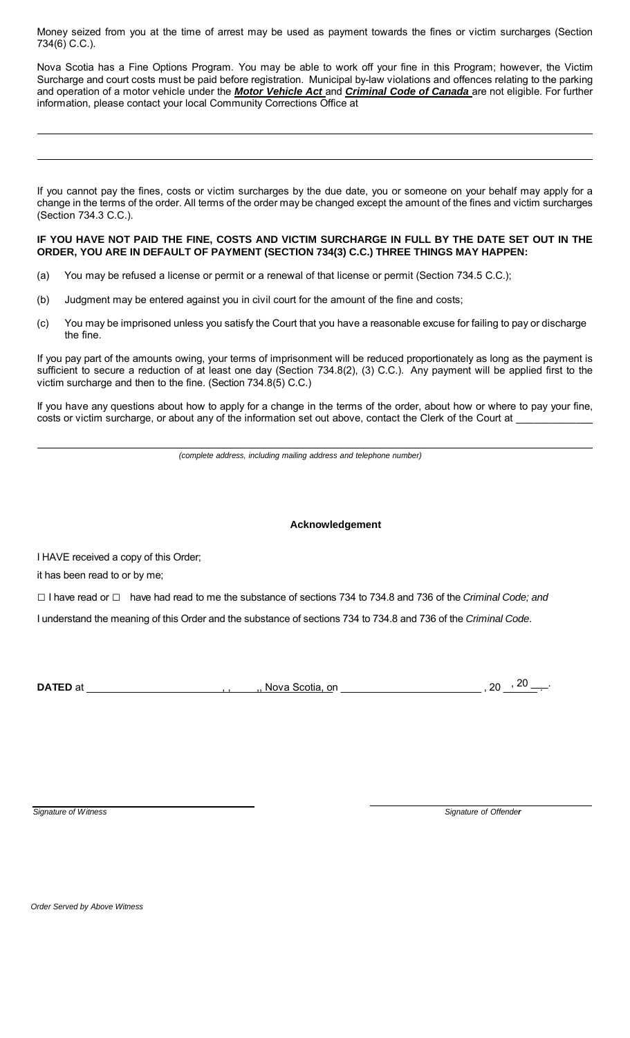Money seized from you at the time of arrest may be used as payment towards the fines or victim surcharges (Section 734(6) C.C.).

Nova Scotia has a Fine Options Program. You may be able to work off your fine in this Program; however, the Victim Surcharge and court costs must be paid before registration. Municipal by-law violations and offences relating to the parking and operation of a motor vehicle under the ***Motor Vehicle Act*** and ***Criminal Code of Canada*** are not eligible. For further information, please contact your local Community Corrections Office at

\_\_\_\_\_\_\_\_\_\_\_\_\_\_\_\_\_\_\_\_\_\_\_\_\_\_\_\_\_\_\_\_\_\_\_\_\_\_\_\_\_\_\_\_\_\_\_\_\_\_\_\_\_\_\_\_\_\_\_\_

\_\_\_\_\_\_\_\_\_\_\_\_\_\_\_\_\_\_\_\_\_\_\_\_\_\_\_\_\_\_\_\_\_\_\_\_\_\_\_\_\_\_\_\_\_\_\_\_\_\_\_\_\_\_\_\_\_\_\_\_

If you cannot pay the fines, costs or victim surcharges by the due date, you or someone on your behalf may apply for a change in the terms of the order. All terms of the order may be changed except the amount of the fines and victim surcharges (Section 734.3 C.C.).

**IF YOU HAVE NOT PAID THE FINE, COSTS AND VICTIM SURCHARGE IN FULL BY THE DATE SET OUT IN THE ORDER, YOU ARE IN DEFAULT OF PAYMENT (SECTION 734(3) C.C.) THREE THINGS MAY HAPPEN:**

(a) You may be refused a license or permit or a renewal of that license or permit (Section 734.5 C.C.);

(b) Judgment may be entered against you in civil court for the amount of the fine and costs;

(c) You may be imprisoned unless you satisfy the Court that you have a reasonable excuse for failing to pay or discharge the fine.

If you pay part of the amounts owing, your terms of imprisonment will be reduced proportionately as long as the payment is sufficient to secure a reduction of at least one day (Section 734.8(2), (3) C.C.). Any payment will be applied first to the victim surcharge and then to the fine. (Section 734.8(5) C.C.)

If you have any questions about how to apply for a change in the terms of the order, about how or where to pay your fine, costs or victim surcharge, or about any of the information set out above, contact the Clerk of the Court at \_\_\_\_\_\_\_\_\_\_\_\_\_

\_\_\_\_\_\_\_\_\_\_\_\_\_\_\_\_\_\_\_\_\_\_\_\_\_\_\_\_\_\_\_\_\_\_\_\_\_\_\_\_\_\_\_\_\_\_\_\_\_\_\_\_\_\_\_\_\_\_\_\_

*(complete address, including mailing address and telephone number)*

**Acknowledgement**

I HAVE received a copy of this Order;

it has been read to or by me;

☐ I have read or ☐ have had read to me the substance of sections 734 to 734.8 and 736 of the *Criminal Code; and*

I understand the meaning of this Order and the substance of sections 734 to 734.8 and 736 of the *Criminal Code*.

**DATED** at \_\_\_\_\_\_\_\_\_\_\_\_\_\_\_\_\_\_\_\_\_\_\_\_, Nova Scotia, on \_\_\_\_\_\_\_\_\_\_\_\_\_\_\_\_\_\_\_\_\_\_\_\_, 20 \_\_\_.

\_\_\_\_\_\_\_\_\_\_\_\_\_\_\_\_\_\_\_\_\_\_\_\_\_\_\_\_\_\_ \_\_\_\_\_\_\_\_\_\_\_\_\_\_\_\_\_\_\_\_\_\_\_\_\_\_\_\_\_\_

*Signature of Witness* *Signature of Offender*

*Order Served by Above Witness*